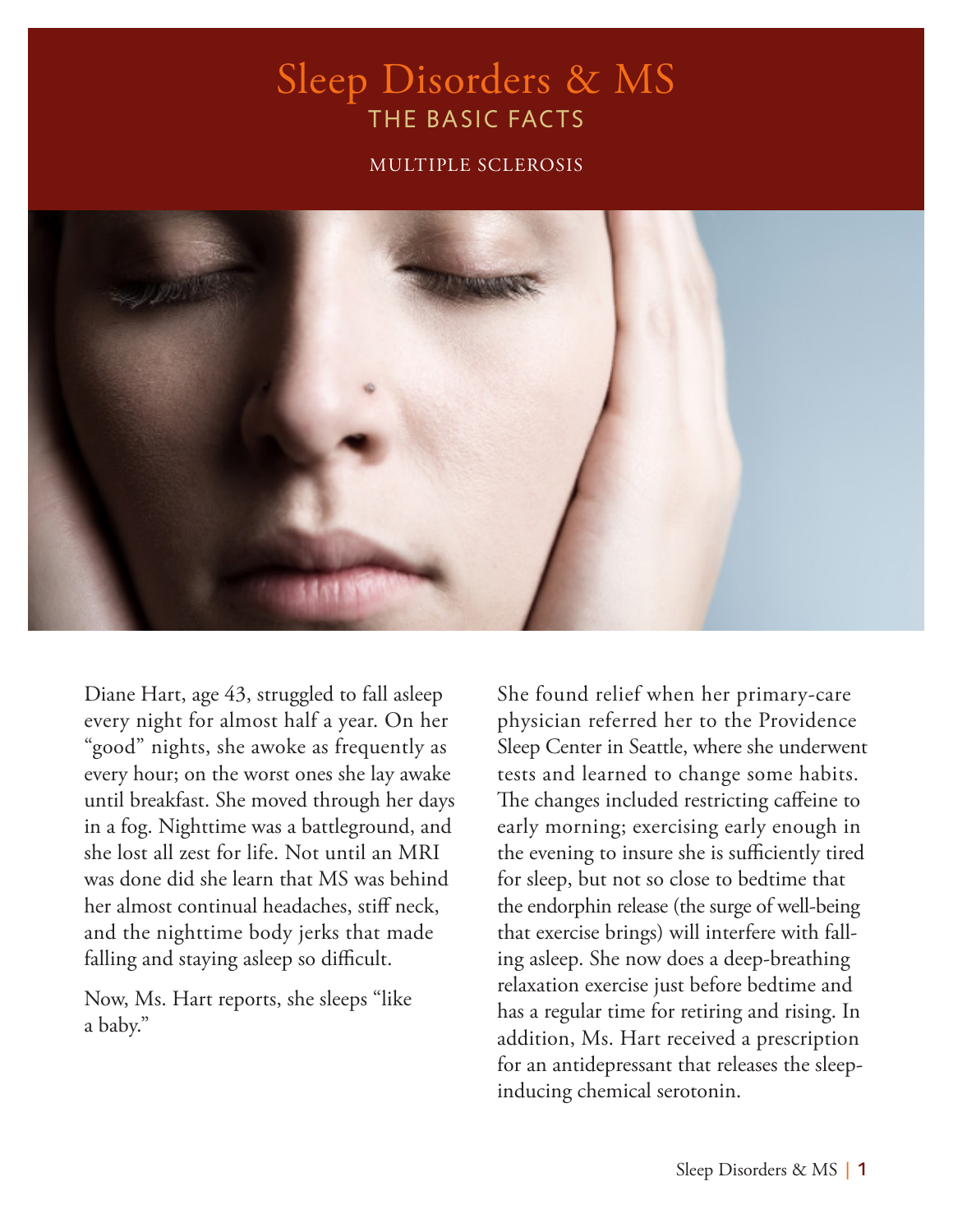# Sleep Disorders & MS

## THE BASIC FACTS

MULTIPLE SCLEROSIS

Diane Hart, age 43, struggled to fall asleep every night for almost half a year. On her "good" nights, she awoke as frequently as every hour; on the worst ones she lay awake until breakfast. She moved through her days in a fog. Nighttime was a battleground, and she lost all zest for life. Not until an MRI was done did she learn that MS was behind her almost continual headaches, stiff neck, and the nighttime body jerks that made falling and staying asleep so difficult.

Now, Ms. Hart reports, she sleeps "like a baby."

She found relief when her primary-care physician referred her to the Providence Sleep Center in Seattle, where she underwent tests and learned to change some habits. The changes included restricting caffeine to early morning; exercising early enough in the evening to insure she is sufficiently tired for sleep, but not so close to bedtime that the endorphin release (the surge of well-being that exercise brings) will interfere with falling asleep. She now does a deep-breathing relaxation exercise just before bedtime and has a regular time for retiring and rising. In addition, Ms. Hart received a prescription for an antidepressant that releases the sleep-inducing chemical serotonin.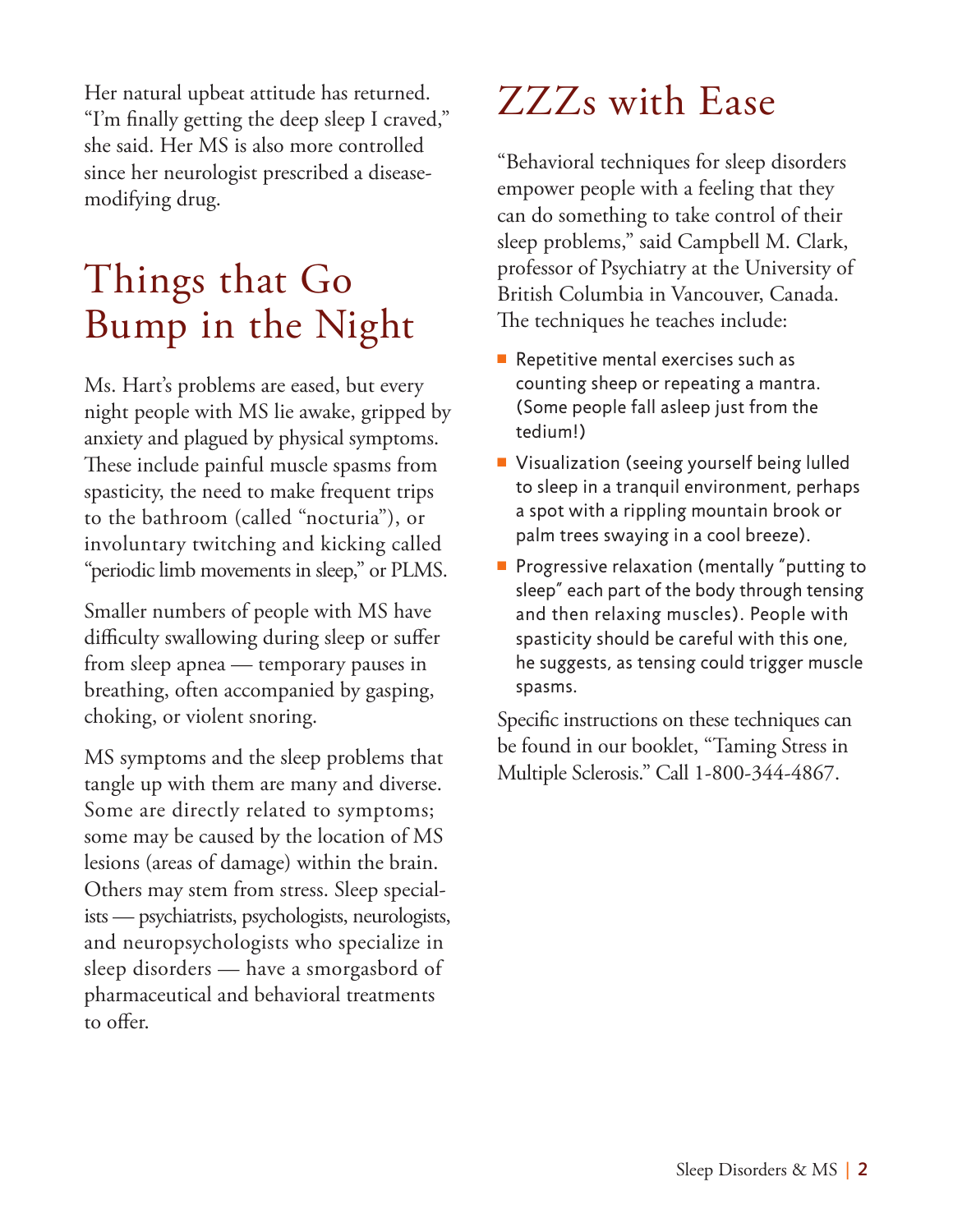Her natural upbeat attitude has returned. "I'm finally getting the deep sleep I craved," she said. Her MS is also more controlled since her neurologist prescribed a disease-modifying drug.

## Things that Go Bump in the Night

Ms. Hart's problems are eased, but every night people with MS lie awake, gripped by anxiety and plagued by physical symptoms. These include painful muscle spasms from spasticity, the need to make frequent trips to the bathroom (called "nocturia"), or involuntary twitching and kicking called "periodic limb movements in sleep," or PLMS.

Smaller numbers of people with MS have difficulty swallowing during sleep or suffer from sleep apnea — temporary pauses in breathing, often accompanied by gasping, choking, or violent snoring.

MS symptoms and the sleep problems that tangle up with them are many and diverse. Some are directly related to symptoms; some may be caused by the location of MS lesions (areas of damage) within the brain. Others may stem from stress. Sleep specialists — psychiatrists, psychologists, neurologists, and neuropsychologists who specialize in sleep disorders — have a smorgasbord of pharmaceutical and behavioral treatments to offer.

## ZZZs with Ease

"Behavioral techniques for sleep disorders empower people with a feeling that they can do something to take control of their sleep problems," said Campbell M. Clark, professor of Psychiatry at the University of British Columbia in Vancouver, Canada. The techniques he teaches include:

- Repetitive mental exercises such as counting sheep or repeating a mantra. (Some people fall asleep just from the tedium!)
- Visualization (seeing yourself being lulled to sleep in a tranquil environment, perhaps a spot with a rippling mountain brook or palm trees swaying in a cool breeze).
- Progressive relaxation (mentally "putting to sleep" each part of the body through tensing and then relaxing muscles). People with spasticity should be careful with this one, he suggests, as tensing could trigger muscle spasms.

Specific instructions on these techniques can be found in our booklet, "Taming Stress in Multiple Sclerosis." Call 1-800-344-4867.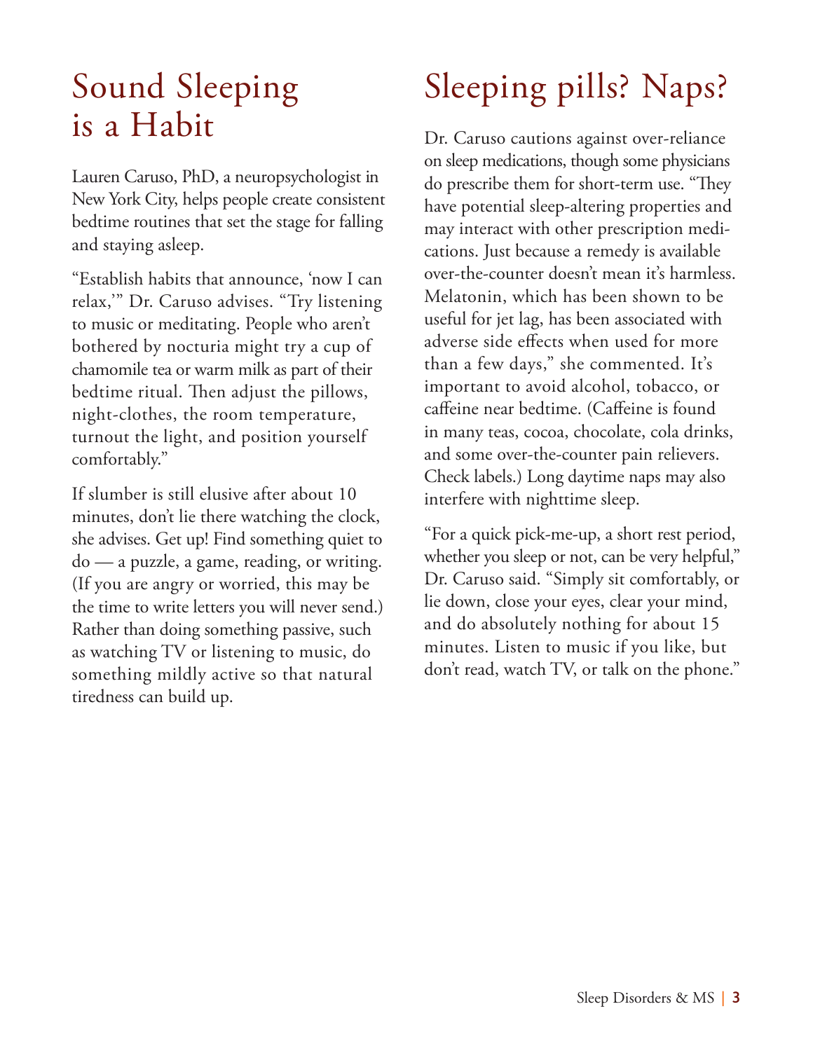# Sound Sleeping is a Habit

Lauren Caruso, PhD, a neuropsychologist in New York City, helps people create consistent bedtime routines that set the stage for falling and staying asleep.

"Establish habits that announce, 'now I can relax,'" Dr. Caruso advises. "Try listening to music or meditating. People who aren't bothered by nocturia might try a cup of chamomile tea or warm milk as part of their bedtime ritual. Then adjust the pillows, night-clothes, the room temperature, turnout the light, and position yourself comfortably."

If slumber is still elusive after about 10 minutes, don't lie there watching the clock, she advises. Get up! Find something quiet to do — a puzzle, a game, reading, or writing. (If you are angry or worried, this may be the time to write letters you will never send.) Rather than doing something passive, such as watching TV or listening to music, do something mildly active so that natural tiredness can build up.

# Sleeping pills? Naps?

Dr. Caruso cautions against over-reliance on sleep medications, though some physicians do prescribe them for short-term use. "They have potential sleep-altering properties and may interact with other prescription medications. Just because a remedy is available over-the-counter doesn't mean it's harmless. Melatonin, which has been shown to be useful for jet lag, has been associated with adverse side effects when used for more than a few days," she commented. It's important to avoid alcohol, tobacco, or caffeine near bedtime. (Caffeine is found in many teas, cocoa, chocolate, cola drinks, and some over-the-counter pain relievers. Check labels.) Long daytime naps may also interfere with nighttime sleep.

"For a quick pick-me-up, a short rest period, whether you sleep or not, can be very helpful," Dr. Caruso said. "Simply sit comfortably, or lie down, close your eyes, clear your mind, and do absolutely nothing for about 15 minutes. Listen to music if you like, but don't read, watch TV, or talk on the phone."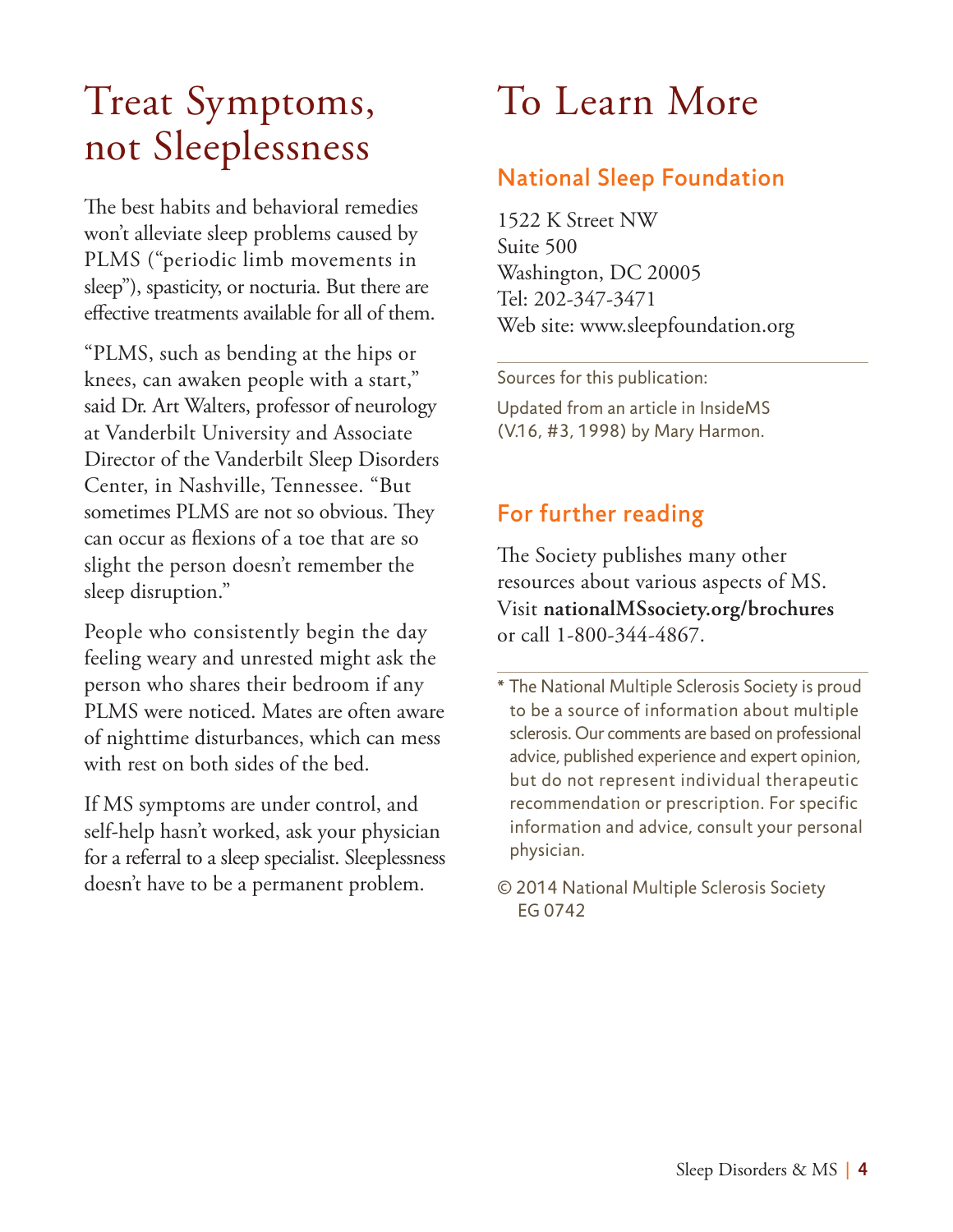# Treat Symptoms, not Sleeplessness

The best habits and behavioral remedies won't alleviate sleep problems caused by PLMS ("periodic limb movements in sleep"), spasticity, or nocturia. But there are effective treatments available for all of them.

"PLMS, such as bending at the hips or knees, can awaken people with a start," said Dr. Art Walters, professor of neurology at Vanderbilt University and Associate Director of the Vanderbilt Sleep Disorders Center, in Nashville, Tennessee. "But sometimes PLMS are not so obvious. They can occur as flexions of a toe that are so slight the person doesn't remember the sleep disruption."

People who consistently begin the day feeling weary and unrested might ask the person who shares their bedroom if any PLMS were noticed. Mates are often aware of nighttime disturbances, which can mess with rest on both sides of the bed.

If MS symptoms are under control, and self-help hasn't worked, ask your physician for a referral to a sleep specialist. Sleeplessness doesn't have to be a permanent problem.

# To Learn More

## National Sleep Foundation

1522 K Street NW
Suite 500
Washington, DC 20005
Tel: 202-347-3471
Web site: www.sleepfoundation.org

Sources for this publication:

Updated from an article in InsideMS (V.16, #3, 1998) by Mary Harmon.

## For further reading

The Society publishes many other resources about various aspects of MS. Visit **nationalMSsociety.org/brochures** or call 1-800-344-4867.

* The National Multiple Sclerosis Society is proud to be a source of information about multiple sclerosis. Our comments are based on professional advice, published experience and expert opinion, but do not represent individual therapeutic recommendation or prescription. For specific information and advice, consult your personal physician.

© 2014 National Multiple Sclerosis Society
EG 0742